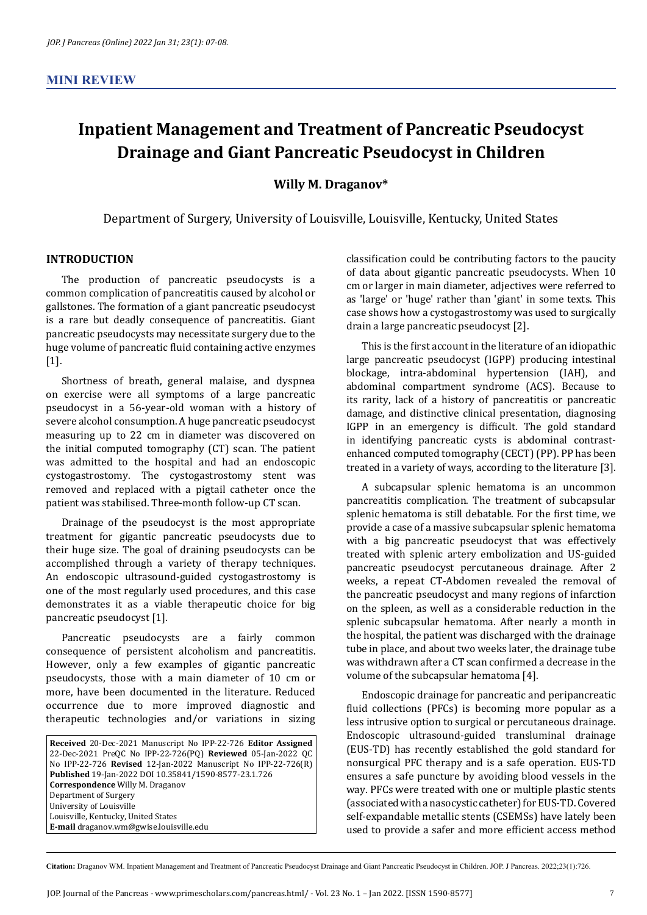**MINI REVIEW**

# Inpatient Management and Treatment of Pancreatic Pseudocyst Drainage and Giant Pancreatic Pseudocyst in Children

**Willy M. Draganov***

Department of Surgery, University of Louisville, Louisville, Kentucky, United States

## INTRODUCTION

The production of pancreatic pseudocysts is a common complication of pancreatitis caused by alcohol or gallstones. The formation of a giant pancreatic pseudocyst is a rare but deadly consequence of pancreatitis. Giant pancreatic pseudocysts may necessitate surgery due to the huge volume of pancreatic fluid containing active enzymes [1].

Shortness of breath, general malaise, and dyspnea on exercise were all symptoms of a large pancreatic pseudocyst in a 56-year-old woman with a history of severe alcohol consumption. A huge pancreatic pseudocyst measuring up to 22 cm in diameter was discovered on the initial computed tomography (CT) scan. The patient was admitted to the hospital and had an endoscopic cystogastrostomy. The cystogastrostomy stent was removed and replaced with a pigtail catheter once the patient was stabilised. Three-month follow-up CT scan.

Drainage of the pseudocyst is the most appropriate treatment for gigantic pancreatic pseudocysts due to their huge size. The goal of draining pseudocysts can be accomplished through a variety of therapy techniques. An endoscopic ultrasound-guided cystogastrostomy is one of the most regularly used procedures, and this case demonstrates it as a viable therapeutic choice for big pancreatic pseudocyst [1].

Pancreatic pseudocysts are a fairly common consequence of persistent alcoholism and pancreatitis. However, only a few examples of gigantic pancreatic pseudocysts, those with a main diameter of 10 cm or more, have been documented in the literature. Reduced occurrence due to more improved diagnostic and therapeutic technologies and/or variations in sizing classification could be contributing factors to the paucity of data about gigantic pancreatic pseudocysts. When 10 cm or larger in main diameter, adjectives were referred to as 'large' or 'huge' rather than 'giant' in some texts. This case shows how a cystogastrostomy was used to surgically drain a large pancreatic pseudocyst [2].

This is the first account in the literature of an idiopathic large pancreatic pseudocyst (IGPP) producing intestinal blockage, intra-abdominal hypertension (IAH), and abdominal compartment syndrome (ACS). Because to its rarity, lack of a history of pancreatitis or pancreatic damage, and distinctive clinical presentation, diagnosing IGPP in an emergency is difficult. The gold standard in identifying pancreatic cysts is abdominal contrast-enhanced computed tomography (CECT) (PP). PP has been treated in a variety of ways, according to the literature [3].

A subcapsular splenic hematoma is an uncommon pancreatitis complication. The treatment of subcapsular splenic hematoma is still debatable. For the first time, we provide a case of a massive subcapsular splenic hematoma with a big pancreatic pseudocyst that was effectively treated with splenic artery embolization and US-guided pancreatic pseudocyst percutaneous drainage. After 2 weeks, a repeat CT-Abdomen revealed the removal of the pancreatic pseudocyst and many regions of infarction on the spleen, as well as a considerable reduction in the splenic subcapsular hematoma. After nearly a month in the hospital, the patient was discharged with the drainage tube in place, and about two weeks later, the drainage tube was withdrawn after a CT scan confirmed a decrease in the volume of the subcapsular hematoma [4].

Endoscopic drainage for pancreatic and peripancreatic fluid collections (PFCs) is becoming more popular as a less intrusive option to surgical or percutaneous drainage. Endoscopic ultrasound-guided transluminal drainage (EUS-TD) has recently established the gold standard for nonsurgical PFC therapy and is a safe operation. EUS-TD ensures a safe puncture by avoiding blood vessels in the way. PFCs were treated with one or multiple plastic stents (associated with a nasocystic catheter) for EUS-TD. Covered self-expandable metallic stents (CSEMSs) have lately been used to provide a safer and more efficient access method

**Received** 20-Dec-2021 Manuscript No IPP-22-726 **Editor Assigned** 22-Dec-2021 PreQC No IPP-22-726(PQ) **Reviewed** 05-Jan-2022 QC No IPP-22-726 **Revised** 12-Jan-2022 Manuscript No IPP-22-726(R) **Published** 19-Jan-2022 DOI 10.35841/1590-8577-23.1.726
**Correspondence** Willy M. Draganov
Department of Surgery
University of Louisville
Louisville, Kentucky, United States
**E-mail** draganov.wm@gwise.louisville.edu

**Citation:** Draganov WM. Inpatient Management and Treatment of Pancreatic Pseudocyst Drainage and Giant Pancreatic Pseudocyst in Children. JOP. J Pancreas. 2022;23(1):726.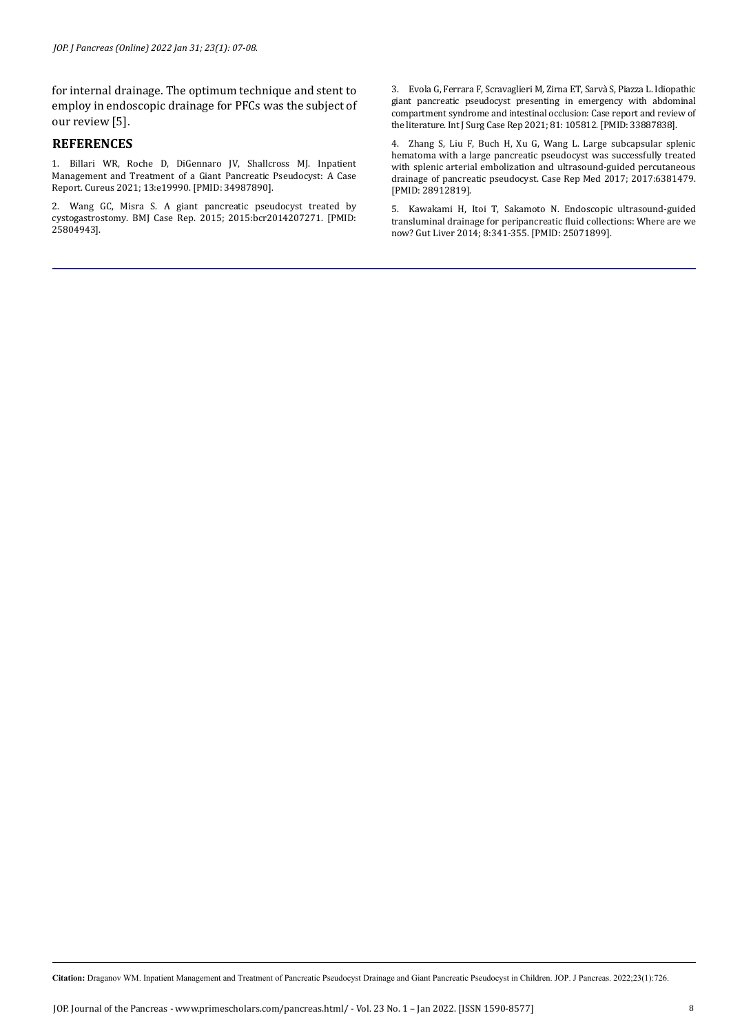for internal drainage. The optimum technique and stent to employ in endoscopic drainage for PFCs was the subject of our review [5].

## REFERENCES

1. Billari WR, Roche D, DiGennaro JV, Shallcross MJ. Inpatient Management and Treatment of a Giant Pancreatic Pseudocyst: A Case Report. Cureus 2021; 13:e19990. [PMID: 34987890].

2. Wang GC, Misra S. A giant pancreatic pseudocyst treated by cystogastrostomy. BMJ Case Rep. 2015; 2015:bcr2014207271. [PMID: 25804943].

3. Evola G, Ferrara F, Scravaglieri M, Zirna ET, Sarvà S, Piazza L. Idiopathic giant pancreatic pseudocyst presenting in emergency with abdominal compartment syndrome and intestinal occlusion: Case report and review of the literature. Int J Surg Case Rep 2021; 81: 105812. [PMID: 33887838].

4. Zhang S, Liu F, Buch H, Xu G, Wang L. Large subcapsular splenic hematoma with a large pancreatic pseudocyst was successfully treated with splenic arterial embolization and ultrasound-guided percutaneous drainage of pancreatic pseudocyst. Case Rep Med 2017; 2017:6381479. [PMID: 28912819].

5. Kawakami H, Itoi T, Sakamoto N. Endoscopic ultrasound-guided transluminal drainage for peripancreatic fluid collections: Where are we now? Gut Liver 2014; 8:341-355. [PMID: 25071899].

**Citation:** Draganov WM. Inpatient Management and Treatment of Pancreatic Pseudocyst Drainage and Giant Pancreatic Pseudocyst in Children. JOP. J Pancreas. 2022;23(1):726.